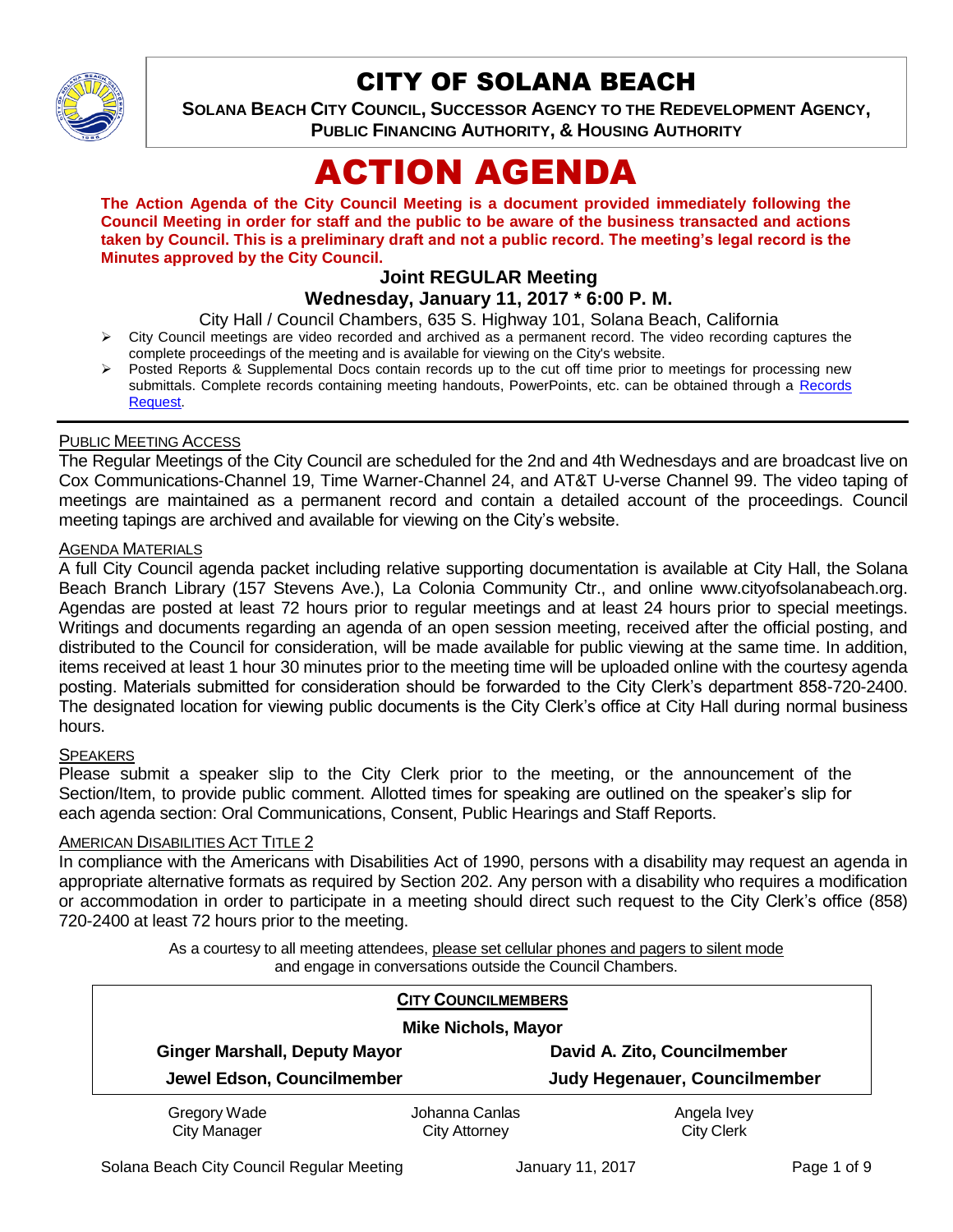# CITY OF SOLANA BEACH

**SOLANA BEACH CITY COUNCIL, SUCCESSOR AGENCY TO THE REDEVELOPMENT AGENCY, PUBLIC FINANCING AUTHORITY, & HOUSING AUTHORITY**

# ACTION AGENDA

**The Action Agenda of the City Council Meeting is a document provided immediately following the Council Meeting in order for staff and the public to be aware of the business transacted and actions taken by Council. This is a preliminary draft and not a public record. The meeting's legal record is the Minutes approved by the City Council.**

## Joint REGULAR Meeting
## Wednesday, January 11, 2017 * 6:00 P. M.

City Hall / Council Chambers, 635 S. Highway 101, Solana Beach, California

- City Council meetings are video recorded and archived as a permanent record. The video recording captures the complete proceedings of the meeting and is available for viewing on the City's website.
- Posted Reports & Supplemental Docs contain records up to the cut off time prior to meetings for processing new submittals. Complete records containing meeting handouts, PowerPoints, etc. can be obtained through a Records Request.

PUBLIC MEETING ACCESS

The Regular Meetings of the City Council are scheduled for the 2nd and 4th Wednesdays and are broadcast live on Cox Communications-Channel 19, Time Warner-Channel 24, and AT&T U-verse Channel 99. The video taping of meetings are maintained as a permanent record and contain a detailed account of the proceedings. Council meeting tapings are archived and available for viewing on the City's website.

AGENDA MATERIALS

A full City Council agenda packet including relative supporting documentation is available at City Hall, the Solana Beach Branch Library (157 Stevens Ave.), La Colonia Community Ctr., and online www.cityofsolanabeach.org. Agendas are posted at least 72 hours prior to regular meetings and at least 24 hours prior to special meetings. Writings and documents regarding an agenda of an open session meeting, received after the official posting, and distributed to the Council for consideration, will be made available for public viewing at the same time. In addition, items received at least 1 hour 30 minutes prior to the meeting time will be uploaded online with the courtesy agenda posting. Materials submitted for consideration should be forwarded to the City Clerk's department 858-720-2400. The designated location for viewing public documents is the City Clerk's office at City Hall during normal business hours.

SPEAKERS

Please submit a speaker slip to the City Clerk prior to the meeting, or the announcement of the Section/Item, to provide public comment. Allotted times for speaking are outlined on the speaker's slip for each agenda section: Oral Communications, Consent, Public Hearings and Staff Reports.

AMERICAN DISABILITIES ACT TITLE 2

In compliance with the Americans with Disabilities Act of 1990, persons with a disability may request an agenda in appropriate alternative formats as required by Section 202. Any person with a disability who requires a modification or accommodation in order to participate in a meeting should direct such request to the City Clerk's office (858) 720-2400 at least 72 hours prior to the meeting.

As a courtesy to all meeting attendees, please set cellular phones and pagers to silent mode and engage in conversations outside the Council Chambers.

**CITY COUNCILMEMBERS**

**Mike Nichols, Mayor**

| | |
|---|---|
| **Ginger Marshall, Deputy Mayor** | **David A. Zito, Councilmember** |
| **Jewel Edson, Councilmember** | **Judy Hegenauer, Councilmember** |

| | | |
|---|---|---|
| Gregory Wade<br>City Manager | Johanna Canlas<br>City Attorney | Angela Ivey<br>City Clerk |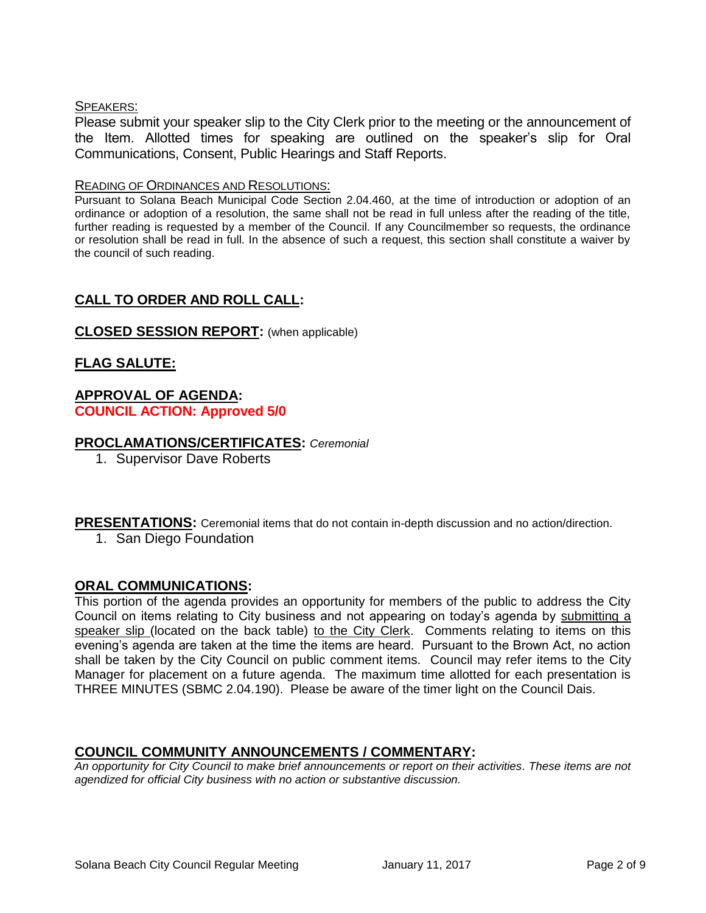SPEAKERS:

Please submit your speaker slip to the City Clerk prior to the meeting or the announcement of the Item. Allotted times for speaking are outlined on the speaker's slip for Oral Communications, Consent, Public Hearings and Staff Reports.

READING OF ORDINANCES AND RESOLUTIONS:

Pursuant to Solana Beach Municipal Code Section 2.04.460, at the time of introduction or adoption of an ordinance or adoption of a resolution, the same shall not be read in full unless after the reading of the title, further reading is requested by a member of the Council. If any Councilmember so requests, the ordinance or resolution shall be read in full. In the absence of such a request, this section shall constitute a waiver by the council of such reading.

## CALL TO ORDER AND ROLL CALL:

## CLOSED SESSION REPORT: (when applicable)

## FLAG SALUTE:

## APPROVAL OF AGENDA:

**COUNCIL ACTION: Approved 5/0**

## PROCLAMATIONS/CERTIFICATES: *Ceremonial*

1. Supervisor Dave Roberts

## PRESENTATIONS: Ceremonial items that do not contain in-depth discussion and no action/direction.

1. San Diego Foundation

## ORAL COMMUNICATIONS:

This portion of the agenda provides an opportunity for members of the public to address the City Council on items relating to City business and not appearing on today's agenda by submitting a speaker slip (located on the back table) to the City Clerk. Comments relating to items on this evening's agenda are taken at the time the items are heard. Pursuant to the Brown Act, no action shall be taken by the City Council on public comment items. Council may refer items to the City Manager for placement on a future agenda. The maximum time allotted for each presentation is THREE MINUTES (SBMC 2.04.190). Please be aware of the timer light on the Council Dais.

## COUNCIL COMMUNITY ANNOUNCEMENTS / COMMENTARY:

*An opportunity for City Council to make brief announcements or report on their activities. These items are not agendized for official City business with no action or substantive discussion.*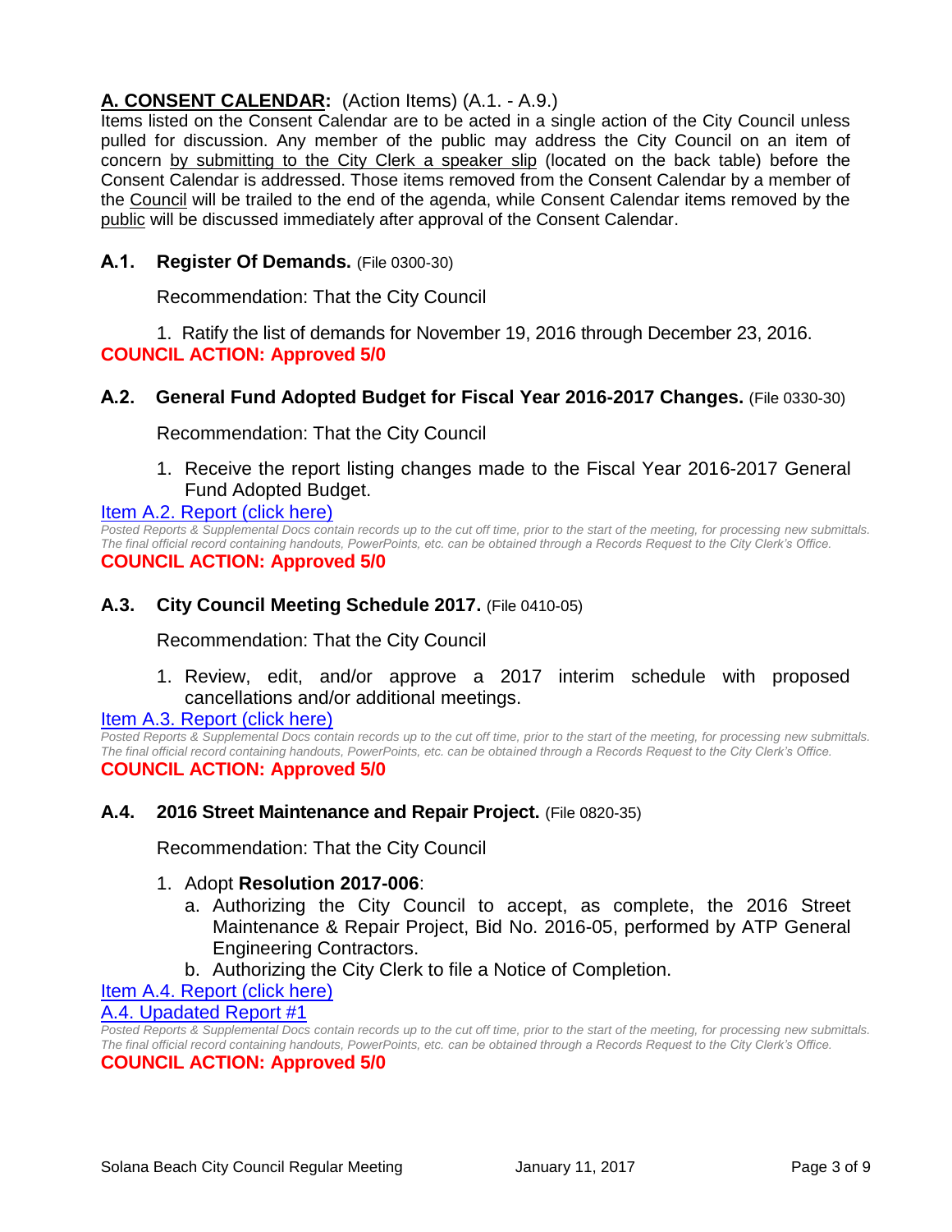## **A. CONSENT CALENDAR:** (Action Items) (A.1. - A.9.)

Items listed on the Consent Calendar are to be acted in a single action of the City Council unless pulled for discussion. Any member of the public may address the City Council on an item of concern by submitting to the City Clerk a speaker slip (located on the back table) before the Consent Calendar is addressed. Those items removed from the Consent Calendar by a member of the Council will be trailed to the end of the agenda, while Consent Calendar items removed by the public will be discussed immediately after approval of the Consent Calendar.

### **A.1. Register Of Demands.** (File 0300-30)

Recommendation: That the City Council

1. Ratify the list of demands for November 19, 2016 through December 23, 2016.

**COUNCIL ACTION: Approved 5/0**

### **A.2. General Fund Adopted Budget for Fiscal Year 2016-2017 Changes.** (File 0330-30)

Recommendation: That the City Council

1. Receive the report listing changes made to the Fiscal Year 2016-2017 General Fund Adopted Budget.

Item A.2. Report (click here)

*Posted Reports & Supplemental Docs contain records up to the cut off time, prior to the start of the meeting, for processing new submittals. The final official record containing handouts, PowerPoints, etc. can be obtained through a Records Request to the City Clerk's Office.*

**COUNCIL ACTION: Approved 5/0**

### **A.3. City Council Meeting Schedule 2017.** (File 0410-05)

Recommendation: That the City Council

1. Review, edit, and/or approve a 2017 interim schedule with proposed cancellations and/or additional meetings.

Item A.3. Report (click here)

*Posted Reports & Supplemental Docs contain records up to the cut off time, prior to the start of the meeting, for processing new submittals. The final official record containing handouts, PowerPoints, etc. can be obtained through a Records Request to the City Clerk's Office.*

**COUNCIL ACTION: Approved 5/0**

### **A.4. 2016 Street Maintenance and Repair Project.** (File 0820-35)

Recommendation: That the City Council

1. Adopt **Resolution 2017-006**:
   a. Authorizing the City Council to accept, as complete, the 2016 Street Maintenance & Repair Project, Bid No. 2016-05, performed by ATP General Engineering Contractors.
   b. Authorizing the City Clerk to file a Notice of Completion.

Item A.4. Report (click here)

A.4. Upadated Report #1

*Posted Reports & Supplemental Docs contain records up to the cut off time, prior to the start of the meeting, for processing new submittals. The final official record containing handouts, PowerPoints, etc. can be obtained through a Records Request to the City Clerk's Office.*

**COUNCIL ACTION: Approved 5/0**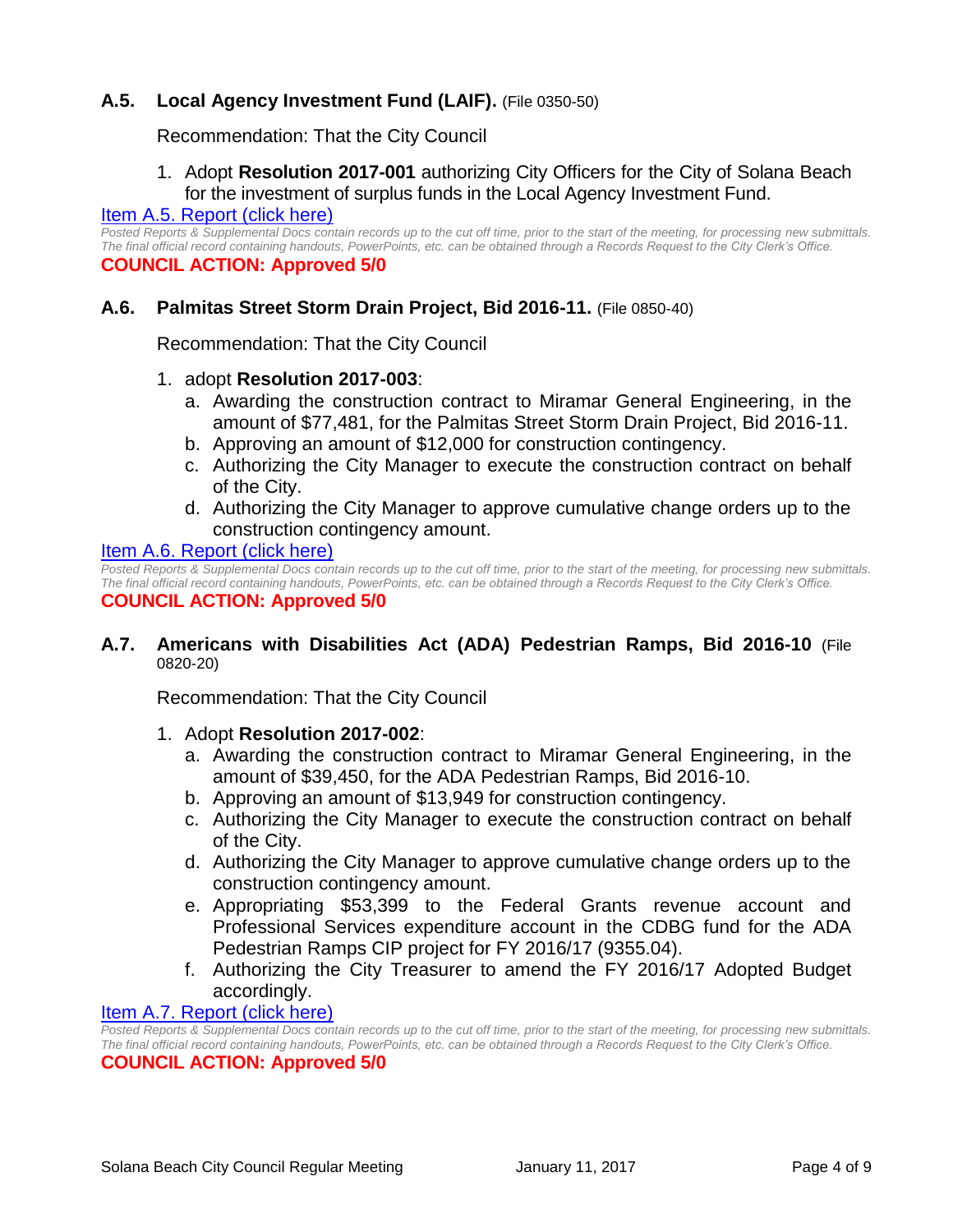### A.5. Local Agency Investment Fund (LAIF). (File 0350-50)

Recommendation: That the City Council

1. Adopt **Resolution 2017-001** authorizing City Officers for the City of Solana Beach for the investment of surplus funds in the Local Agency Investment Fund.

Item A.5. Report (click here)

*Posted Reports & Supplemental Docs contain records up to the cut off time, prior to the start of the meeting, for processing new submittals. The final official record containing handouts, PowerPoints, etc. can be obtained through a Records Request to the City Clerk's Office.*

**COUNCIL ACTION: Approved 5/0**

### A.6. Palmitas Street Storm Drain Project, Bid 2016-11. (File 0850-40)

Recommendation: That the City Council

1. adopt **Resolution 2017-003**:
   a. Awarding the construction contract to Miramar General Engineering, in the amount of $77,481, for the Palmitas Street Storm Drain Project, Bid 2016-11.
   b. Approving an amount of $12,000 for construction contingency.
   c. Authorizing the City Manager to execute the construction contract on behalf of the City.
   d. Authorizing the City Manager to approve cumulative change orders up to the construction contingency amount.

Item A.6. Report (click here)

*Posted Reports & Supplemental Docs contain records up to the cut off time, prior to the start of the meeting, for processing new submittals. The final official record containing handouts, PowerPoints, etc. can be obtained through a Records Request to the City Clerk's Office.*

**COUNCIL ACTION: Approved 5/0**

### A.7. Americans with Disabilities Act (ADA) Pedestrian Ramps, Bid 2016-10 (File 0820-20)

Recommendation: That the City Council

1. Adopt **Resolution 2017-002**:
   a. Awarding the construction contract to Miramar General Engineering, in the amount of $39,450, for the ADA Pedestrian Ramps, Bid 2016-10.
   b. Approving an amount of $13,949 for construction contingency.
   c. Authorizing the City Manager to execute the construction contract on behalf of the City.
   d. Authorizing the City Manager to approve cumulative change orders up to the construction contingency amount.
   e. Appropriating $53,399 to the Federal Grants revenue account and Professional Services expenditure account in the CDBG fund for the ADA Pedestrian Ramps CIP project for FY 2016/17 (9355.04).
   f. Authorizing the City Treasurer to amend the FY 2016/17 Adopted Budget accordingly.

Item A.7. Report (click here)

*Posted Reports & Supplemental Docs contain records up to the cut off time, prior to the start of the meeting, for processing new submittals. The final official record containing handouts, PowerPoints, etc. can be obtained through a Records Request to the City Clerk's Office.*

**COUNCIL ACTION: Approved 5/0**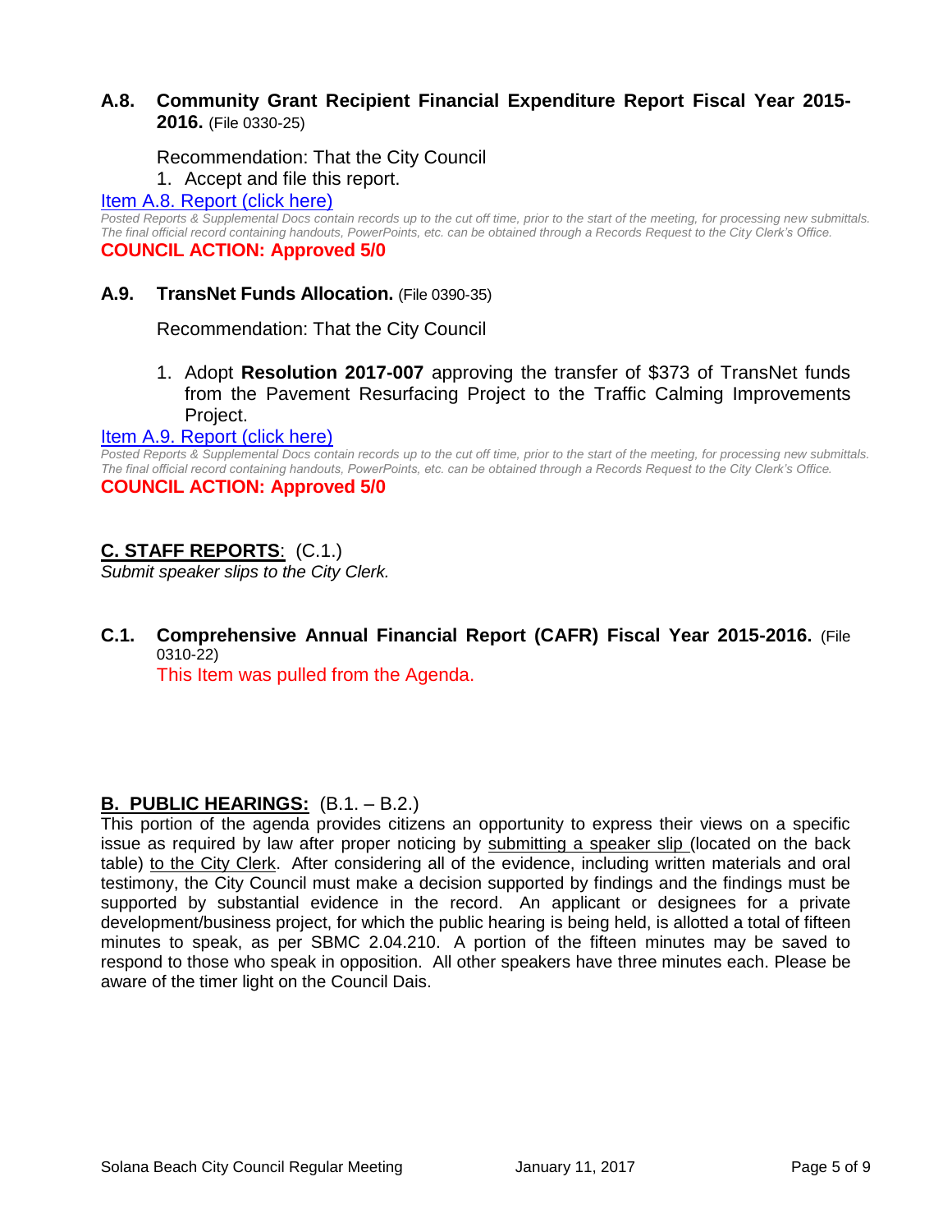### A.8. Community Grant Recipient Financial Expenditure Report Fiscal Year 2015-2016. (File 0330-25)

Recommendation: That the City Council

1. Accept and file this report.

[Item A.8. Report (click here)]

*Posted Reports & Supplemental Docs contain records up to the cut off time, prior to the start of the meeting, for processing new submittals. The final official record containing handouts, PowerPoints, etc. can be obtained through a Records Request to the City Clerk's Office.*

**COUNCIL ACTION: Approved 5/0**

### A.9. TransNet Funds Allocation. (File 0390-35)

Recommendation: That the City Council

1. Adopt **Resolution 2017-007** approving the transfer of $373 of TransNet funds from the Pavement Resurfacing Project to the Traffic Calming Improvements Project.

[Item A.9. Report (click here)]

*Posted Reports & Supplemental Docs contain records up to the cut off time, prior to the start of the meeting, for processing new submittals. The final official record containing handouts, PowerPoints, etc. can be obtained through a Records Request to the City Clerk's Office.*

**COUNCIL ACTION: Approved 5/0**

## C. STAFF REPORTS: (C.1.)

*Submit speaker slips to the City Clerk.*

### C.1. Comprehensive Annual Financial Report (CAFR) Fiscal Year 2015-2016. (File 0310-22)

This Item was pulled from the Agenda.

## B. PUBLIC HEARINGS: (B.1. – B.2.)

This portion of the agenda provides citizens an opportunity to express their views on a specific issue as required by law after proper noticing by submitting a speaker slip (located on the back table) to the City Clerk. After considering all of the evidence, including written materials and oral testimony, the City Council must make a decision supported by findings and the findings must be supported by substantial evidence in the record. An applicant or designees for a private development/business project, for which the public hearing is being held, is allotted a total of fifteen minutes to speak, as per SBMC 2.04.210. A portion of the fifteen minutes may be saved to respond to those who speak in opposition. All other speakers have three minutes each. Please be aware of the timer light on the Council Dais.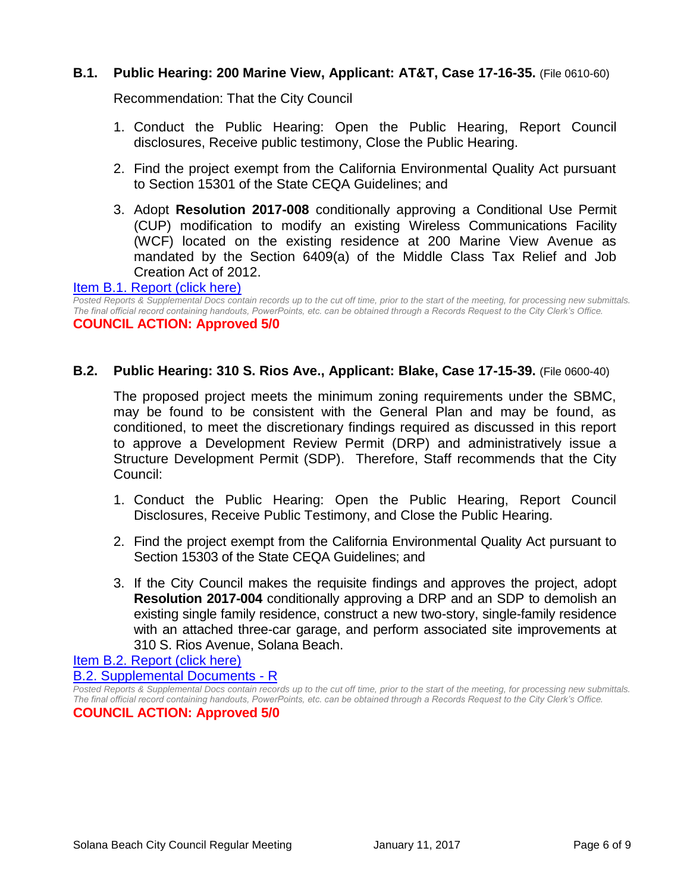**B.1. Public Hearing: 200 Marine View, Applicant: AT&T, Case 17-16-35.** (File 0610-60)

Recommendation: That the City Council

1. Conduct the Public Hearing: Open the Public Hearing, Report Council disclosures, Receive public testimony, Close the Public Hearing.
2. Find the project exempt from the California Environmental Quality Act pursuant to Section 15301 of the State CEQA Guidelines; and
3. Adopt **Resolution 2017-008** conditionally approving a Conditional Use Permit (CUP) modification to modify an existing Wireless Communications Facility (WCF) located on the existing residence at 200 Marine View Avenue as mandated by the Section 6409(a) of the Middle Class Tax Relief and Job Creation Act of 2012.

Item B.1. Report (click here)

*Posted Reports & Supplemental Docs contain records up to the cut off time, prior to the start of the meeting, for processing new submittals. The final official record containing handouts, PowerPoints, etc. can be obtained through a Records Request to the City Clerk's Office.*

**COUNCIL ACTION: Approved 5/0**

**B.2. Public Hearing: 310 S. Rios Ave., Applicant: Blake, Case 17-15-39.** (File 0600-40)

The proposed project meets the minimum zoning requirements under the SBMC, may be found to be consistent with the General Plan and may be found, as conditioned, to meet the discretionary findings required as discussed in this report to approve a Development Review Permit (DRP) and administratively issue a Structure Development Permit (SDP). Therefore, Staff recommends that the City Council:

1. Conduct the Public Hearing: Open the Public Hearing, Report Council Disclosures, Receive Public Testimony, and Close the Public Hearing.
2. Find the project exempt from the California Environmental Quality Act pursuant to Section 15303 of the State CEQA Guidelines; and
3. If the City Council makes the requisite findings and approves the project, adopt **Resolution 2017-004** conditionally approving a DRP and an SDP to demolish an existing single family residence, construct a new two-story, single-family residence with an attached three-car garage, and perform associated site improvements at 310 S. Rios Avenue, Solana Beach.

Item B.2. Report (click here)

B.2. Supplemental Documents - R

*Posted Reports & Supplemental Docs contain records up to the cut off time, prior to the start of the meeting, for processing new submittals. The final official record containing handouts, PowerPoints, etc. can be obtained through a Records Request to the City Clerk's Office.*

**COUNCIL ACTION: Approved 5/0**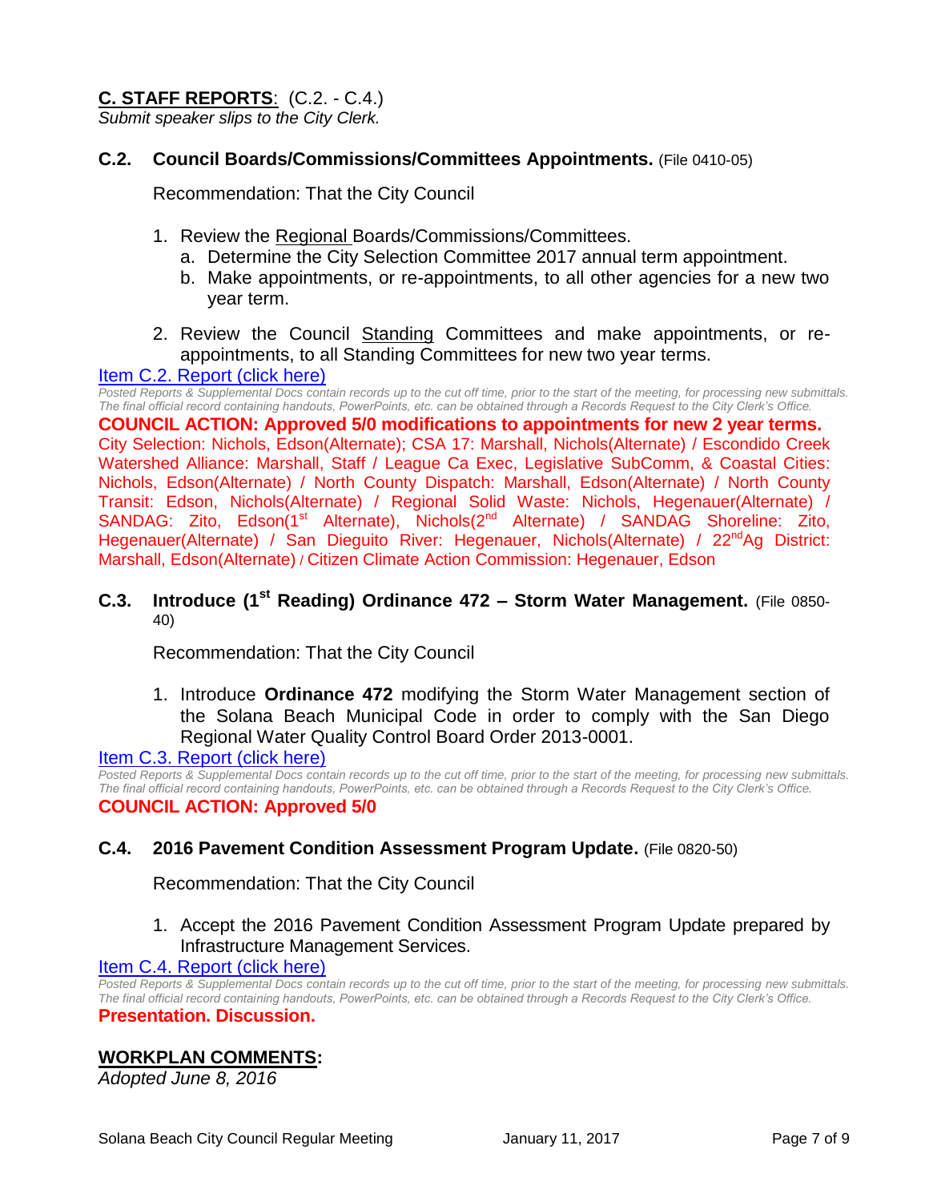## C. STAFF REPORTS: (C.2. - C.4.)

*Submit speaker slips to the City Clerk.*

### C.2. Council Boards/Commissions/Committees Appointments. (File 0410-05)

Recommendation: That the City Council

1. Review the Regional Boards/Commissions/Committees.
   a. Determine the City Selection Committee 2017 annual term appointment.
   b. Make appointments, or re-appointments, to all other agencies for a new two year term.
2. Review the Council Standing Committees and make appointments, or re-appointments, to all Standing Committees for new two year terms.

Item C.2. Report (click here)

*Posted Reports & Supplemental Docs contain records up to the cut off time, prior to the start of the meeting, for processing new submittals. The final official record containing handouts, PowerPoints, etc. can be obtained through a Records Request to the City Clerk's Office.*

**COUNCIL ACTION: Approved 5/0 modifications to appointments for new 2 year terms.**
City Selection: Nichols, Edson(Alternate); CSA 17: Marshall, Nichols(Alternate) / Escondido Creek Watershed Alliance: Marshall, Staff / League Ca Exec, Legislative SubComm, & Coastal Cities: Nichols, Edson(Alternate) / North County Dispatch: Marshall, Edson(Alternate) / North County Transit: Edson, Nichols(Alternate) / Regional Solid Waste: Nichols, Hegenauer(Alternate) / SANDAG: Zito, Edson(1st Alternate), Nichols(2nd Alternate) / SANDAG Shoreline: Zito, Hegenauer(Alternate) / San Dieguito River: Hegenauer, Nichols(Alternate) / 22nd Ag District: Marshall, Edson(Alternate) / Citizen Climate Action Commission: Hegenauer, Edson

### C.3. Introduce (1st Reading) Ordinance 472 – Storm Water Management. (File 0850-40)

Recommendation: That the City Council

1. Introduce **Ordinance 472** modifying the Storm Water Management section of the Solana Beach Municipal Code in order to comply with the San Diego Regional Water Quality Control Board Order 2013-0001.

Item C.3. Report (click here)

*Posted Reports & Supplemental Docs contain records up to the cut off time, prior to the start of the meeting, for processing new submittals. The final official record containing handouts, PowerPoints, etc. can be obtained through a Records Request to the City Clerk's Office.*

**COUNCIL ACTION: Approved 5/0**

### C.4. 2016 Pavement Condition Assessment Program Update. (File 0820-50)

Recommendation: That the City Council

1. Accept the 2016 Pavement Condition Assessment Program Update prepared by Infrastructure Management Services.

Item C.4. Report (click here)

*Posted Reports & Supplemental Docs contain records up to the cut off time, prior to the start of the meeting, for processing new submittals. The final official record containing handouts, PowerPoints, etc. can be obtained through a Records Request to the City Clerk's Office.*

**Presentation. Discussion.**

## WORKPLAN COMMENTS:

*Adopted June 8, 2016*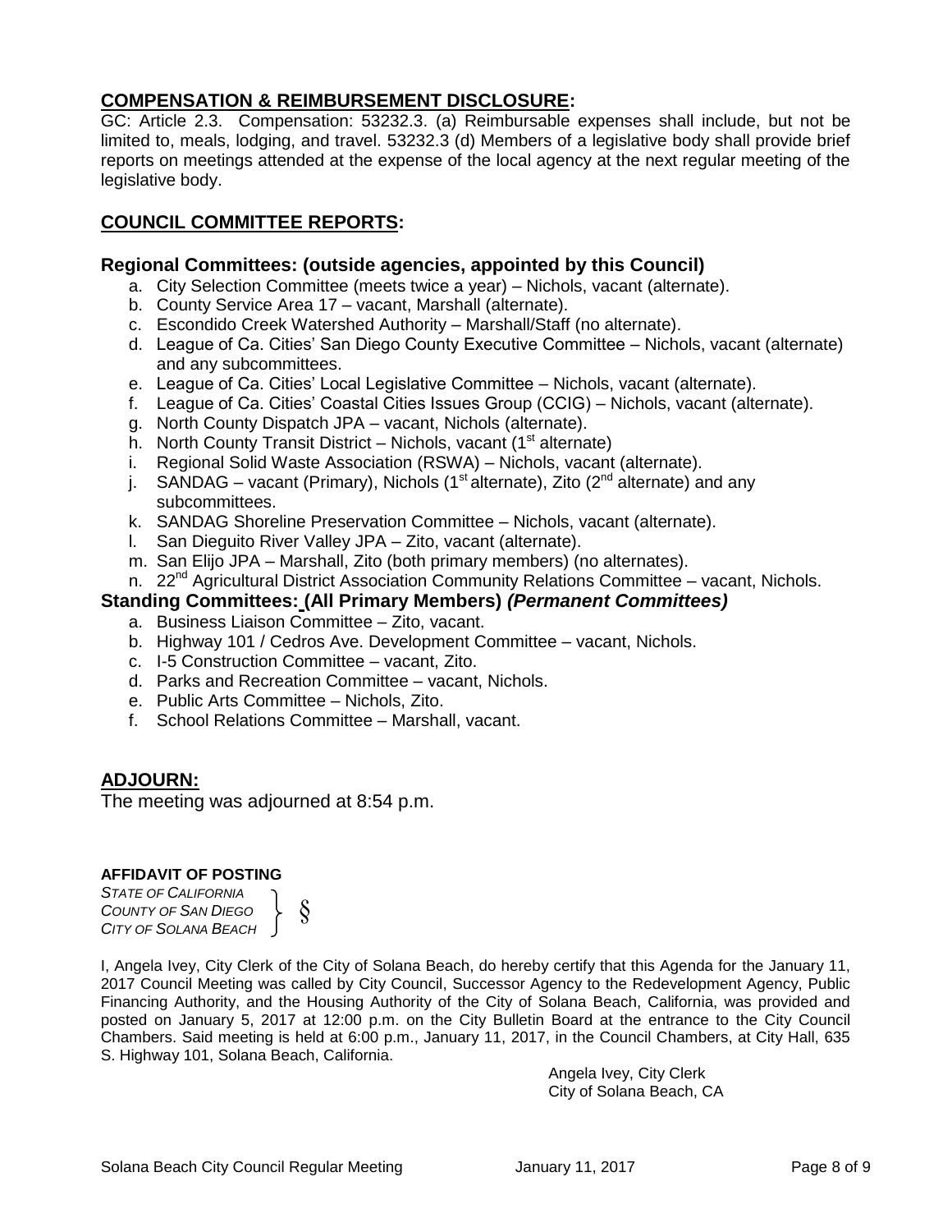## **COMPENSATION & REIMBURSEMENT DISCLOSURE:**

GC: Article 2.3. Compensation: 53232.3. (a) Reimbursable expenses shall include, but not be limited to, meals, lodging, and travel. 53232.3 (d) Members of a legislative body shall provide brief reports on meetings attended at the expense of the local agency at the next regular meeting of the legislative body.

## **COUNCIL COMMITTEE REPORTS:**

### Regional Committees: (outside agencies, appointed by this Council)

a. City Selection Committee (meets twice a year) – Nichols, vacant (alternate).
b. County Service Area 17 – vacant, Marshall (alternate).
c. Escondido Creek Watershed Authority – Marshall/Staff (no alternate).
d. League of Ca. Cities' San Diego County Executive Committee – Nichols, vacant (alternate) and any subcommittees.
e. League of Ca. Cities' Local Legislative Committee – Nichols, vacant (alternate).
f. League of Ca. Cities' Coastal Cities Issues Group (CCIG) – Nichols, vacant (alternate).
g. North County Dispatch JPA – vacant, Nichols (alternate).
h. North County Transit District – Nichols, vacant (1st alternate)
i. Regional Solid Waste Association (RSWA) – Nichols, vacant (alternate).
j. SANDAG – vacant (Primary), Nichols (1st alternate), Zito (2nd alternate) and any subcommittees.
k. SANDAG Shoreline Preservation Committee – Nichols, vacant (alternate).
l. San Dieguito River Valley JPA – Zito, vacant (alternate).
m. San Elijo JPA – Marshall, Zito (both primary members) (no alternates).
n. 22nd Agricultural District Association Community Relations Committee – vacant, Nichols.

### Standing Committees: (All Primary Members) *(Permanent Committees)*

a. Business Liaison Committee – Zito, vacant.
b. Highway 101 / Cedros Ave. Development Committee – vacant, Nichols.
c. I-5 Construction Committee – vacant, Zito.
d. Parks and Recreation Committee – vacant, Nichols.
e. Public Arts Committee – Nichols, Zito.
f. School Relations Committee – Marshall, vacant.

## **ADJOURN:**

The meeting was adjourned at 8:54 p.m.

**AFFIDAVIT OF POSTING**

*STATE OF CALIFORNIA*
*COUNTY OF SAN DIEGO* } §
*CITY OF SOLANA BEACH*

I, Angela Ivey, City Clerk of the City of Solana Beach, do hereby certify that this Agenda for the January 11, 2017 Council Meeting was called by City Council, Successor Agency to the Redevelopment Agency, Public Financing Authority, and the Housing Authority of the City of Solana Beach, California, was provided and posted on January 5, 2017 at 12:00 p.m. on the City Bulletin Board at the entrance to the City Council Chambers. Said meeting is held at 6:00 p.m., January 11, 2017, in the Council Chambers, at City Hall, 635 S. Highway 101, Solana Beach, California.

Angela Ivey, City Clerk
City of Solana Beach, CA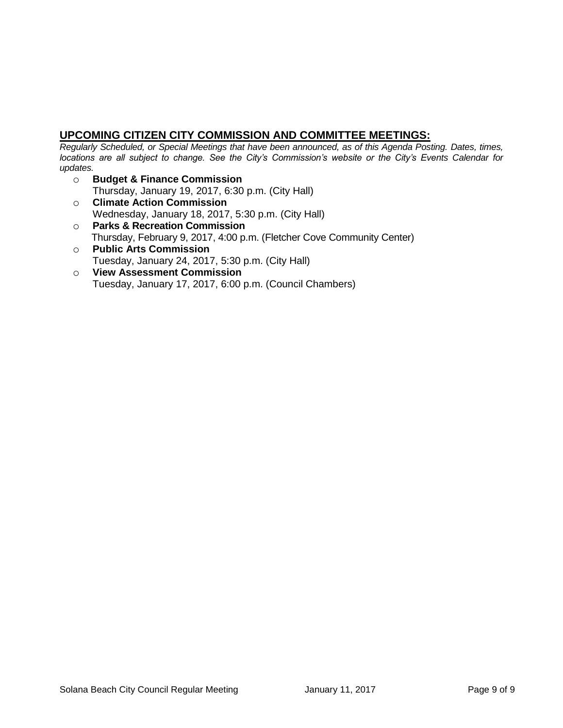## UPCOMING CITIZEN CITY COMMISSION AND COMMITTEE MEETINGS:

*Regularly Scheduled, or Special Meetings that have been announced, as of this Agenda Posting. Dates, times, locations are all subject to change. See the City's Commission's website or the City's Events Calendar for updates.*

- **Budget & Finance Commission**
  Thursday, January 19, 2017, 6:30 p.m. (City Hall)
- **Climate Action Commission**
  Wednesday, January 18, 2017, 5:30 p.m. (City Hall)
- **Parks & Recreation Commission**
  Thursday, February 9, 2017, 4:00 p.m. (Fletcher Cove Community Center)
- **Public Arts Commission**
  Tuesday, January 24, 2017, 5:30 p.m. (City Hall)
- **View Assessment Commission**
  Tuesday, January 17, 2017, 6:00 p.m. (Council Chambers)